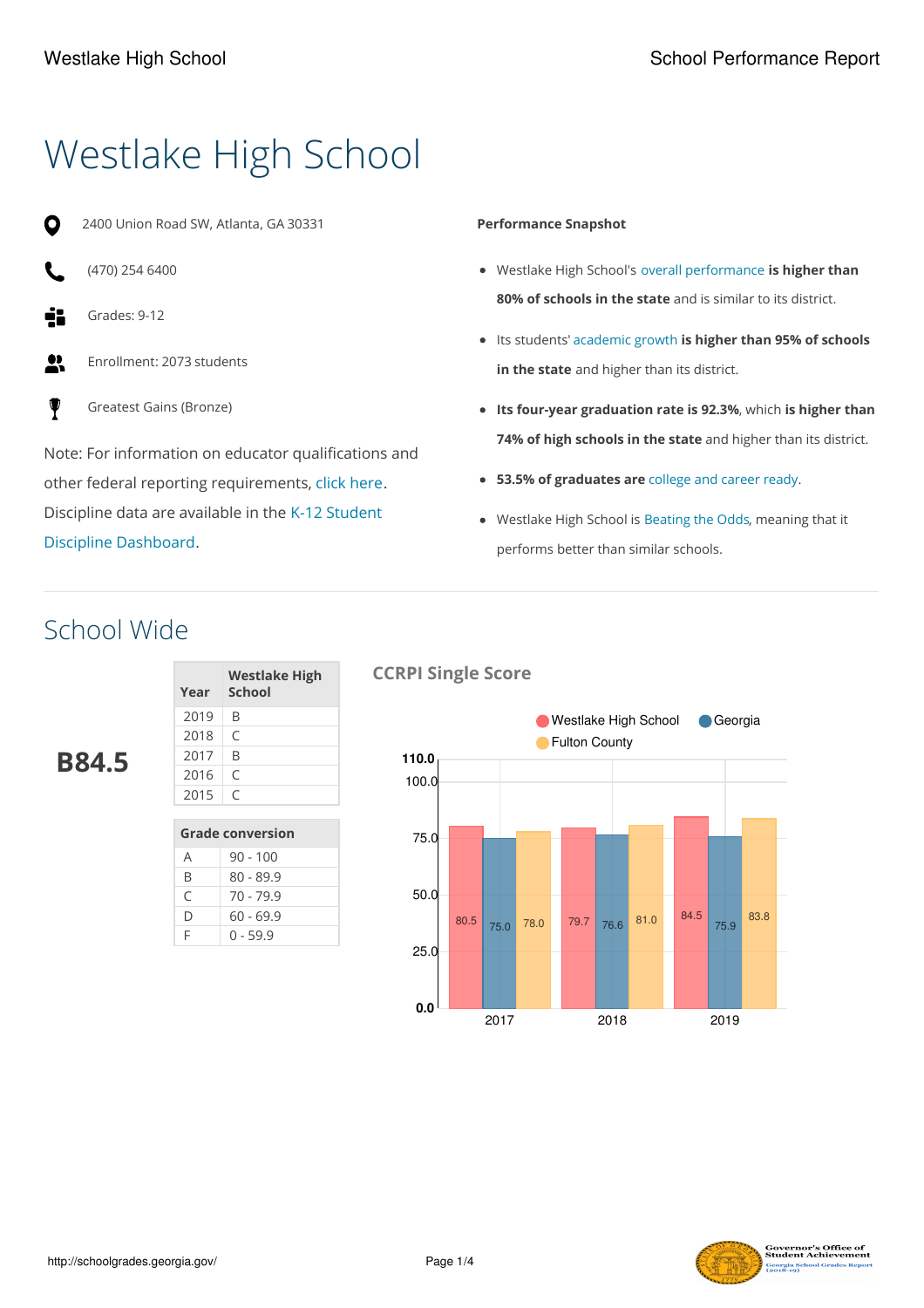# Westlake High School

2400 Union Road SW, Atlanta, GA 30331

(470) 254 6400

Grades: 9-12

Enrollment: 2073 students

Greatest Gains (Bronze)

Note: For information on educator qualifications and other federal reporting requirements, click here. Discipline data are available in the K-12 Student Discipline Dashboard.

**Performance Snapshot**

- Westlake High School's overall performance **is higher than 80% of schools in the state** and is similar to its district.
- Its students' academic growth **is higher than 95% of schools in the state** and higher than its district.
- **Its four-year graduation rate is 92.3%**, which **is higher than 74% of high schools in the state** and higher than its district.
- **53.5% of graduates are** college and career ready.
- Westlake High School is Beating the Odds, meaning that it performs better than similar schools.

## School Wide

**B84.5**

| Year | Westlake High School |
|---|---|
| 2019 | B |
| 2018 | C |
| 2017 | B |
| 2016 | C |
| 2015 | C |

| Grade conversion | |
|---|---|
| A | 90 - 100 |
| B | 80 - 89.9 |
| C | 70 - 79.9 |
| D | 60 - 69.9 |
| F | 0 - 59.9 |

### CCRPI Single Score

| Year | Westlake High School | Georgia | Fulton County |
|---|---|---|---|
| 2017 | 80.5 | 75.0 | 78.0 |
| 2018 | 79.7 | 76.6 | 81.0 |
| 2019 | 84.5 | 75.9 | 83.8 |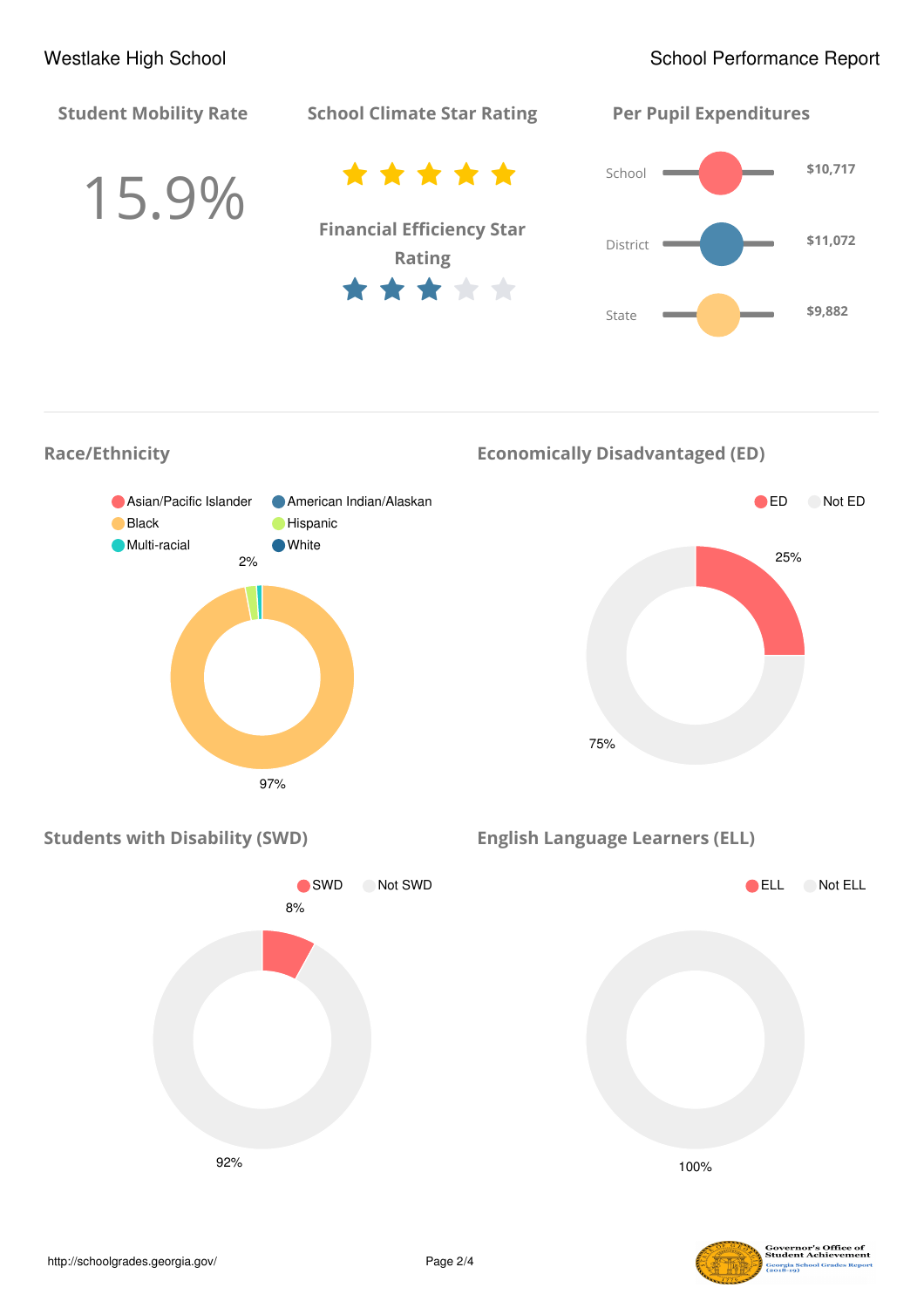Westlake High School

School Performance Report

## Student Mobility Rate

15.9%

## School Climate Star Rating

★★★★★

## Financial Efficiency Star Rating

★★★☆☆

## Per Pupil Expenditures

| | |
|---|---|
| School | $10,717 |
| District | $11,072 |
| State | $9,882 |

## Race/Ethnicity

Asian/Pacific Islander, American Indian/Alaskan, Black, Hispanic, Multi-racial, White

2%

97%

## Economically Disadvantaged (ED)

ED, Not ED

25%

75%

## Students with Disability (SWD)

SWD, Not SWD

8%

92%

## English Language Learners (ELL)

ELL, Not ELL

100%

http://schoolgrades.georgia.gov/

Governor's Office of Student Achievement
Georgia School Grades Report (2018-19)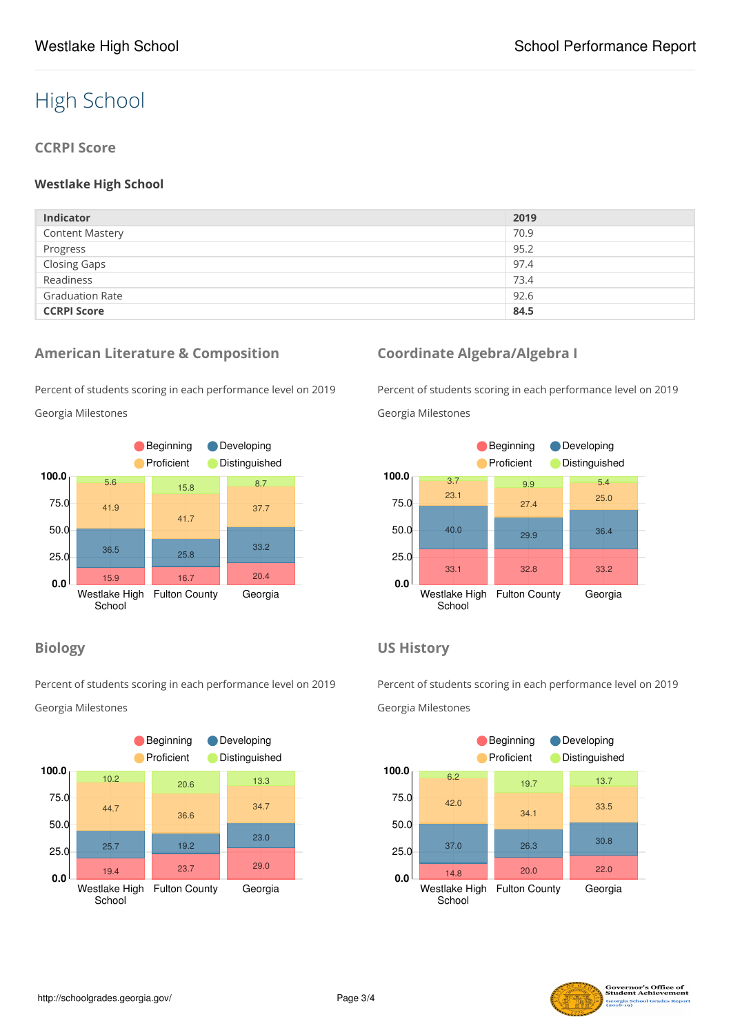# High School

## CCRPI Score

### Westlake High School

| Indicator | 2019 |
|---|---|
| Content Mastery | 70.9 |
| Progress | 95.2 |
| Closing Gaps | 97.4 |
| Readiness | 73.4 |
| Graduation Rate | 92.6 |
| **CCRPI Score** | **84.5** |

## American Literature & Composition

Percent of students scoring in each performance level on 2019 Georgia Milestones

| | Beginning | Developing | Proficient | Distinguished |
|---|---|---|---|---|
| Westlake High School | 15.9 | 36.5 | 41.9 | 5.6 |
| Fulton County | 16.7 | 25.8 | 41.7 | 15.8 |
| Georgia | 20.4 | 33.2 | 37.7 | 8.7 |

## Coordinate Algebra/Algebra I

Percent of students scoring in each performance level on 2019 Georgia Milestones

| | Beginning | Developing | Proficient | Distinguished |
|---|---|---|---|---|
| Westlake High School | 33.1 | 40.0 | 23.1 | 3.7 |
| Fulton County | 32.8 | 29.9 | 27.4 | 9.9 |
| Georgia | 33.2 | 36.4 | 25.0 | 5.4 |

## Biology

Percent of students scoring in each performance level on 2019 Georgia Milestones

| | Beginning | Developing | Proficient | Distinguished |
|---|---|---|---|---|
| Westlake High School | 19.4 | 25.7 | 44.7 | 10.2 |
| Fulton County | 23.7 | 19.2 | 36.6 | 20.6 |
| Georgia | 29.0 | 23.0 | 34.7 | 13.3 |

## US History

Percent of students scoring in each performance level on 2019 Georgia Milestones

| | Beginning | Developing | Proficient | Distinguished |
|---|---|---|---|---|
| Westlake High School | 14.8 | 37.0 | 42.0 | 6.2 |
| Fulton County | 20.0 | 26.3 | 34.1 | 19.7 |
| Georgia | 22.0 | 30.8 | 33.5 | 13.7 |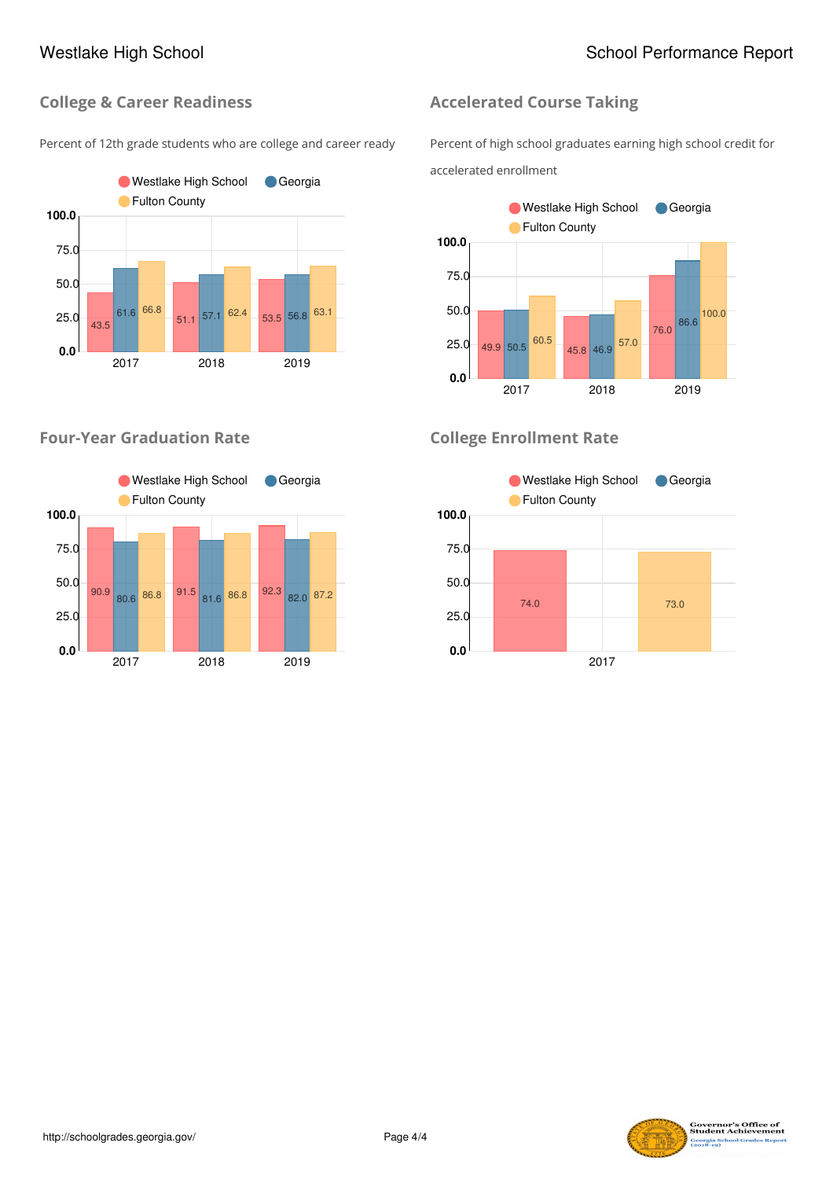## College & Career Readiness

Percent of 12th grade students who are college and career ready

Westlake High School
Georgia
Fulton County

100.0
75.0
50.0
25.0
0.0

43.5 61.6 66.8
51.1 57.1 62.4
53.5 56.8 63.1

2017
2018
2019

## Accelerated Course Taking

Percent of high school graduates earning high school credit for accelerated enrollment

Westlake High School
Georgia
Fulton County

100.0
75.0
50.0
25.0
0.0

49.9 50.5 60.5
45.8 46.9 57.0
76.0 86.6 100.0

2017
2018
2019

## Four-Year Graduation Rate

Westlake High School
Georgia
Fulton County

100.0
75.0
50.0
25.0
0.0

90.9 80.6 86.8
91.5 81.6 86.8
92.3 82.0 87.2

2017
2018
2019

## College Enrollment Rate

Westlake High School
Georgia
Fulton County

100.0
75.0
50.0
25.0
0.0

74.0
73.0

2017

http://schoolgrades.georgia.gov/

Governor's Office of Student Achievement
Georgia School Grades Report (2018-19)